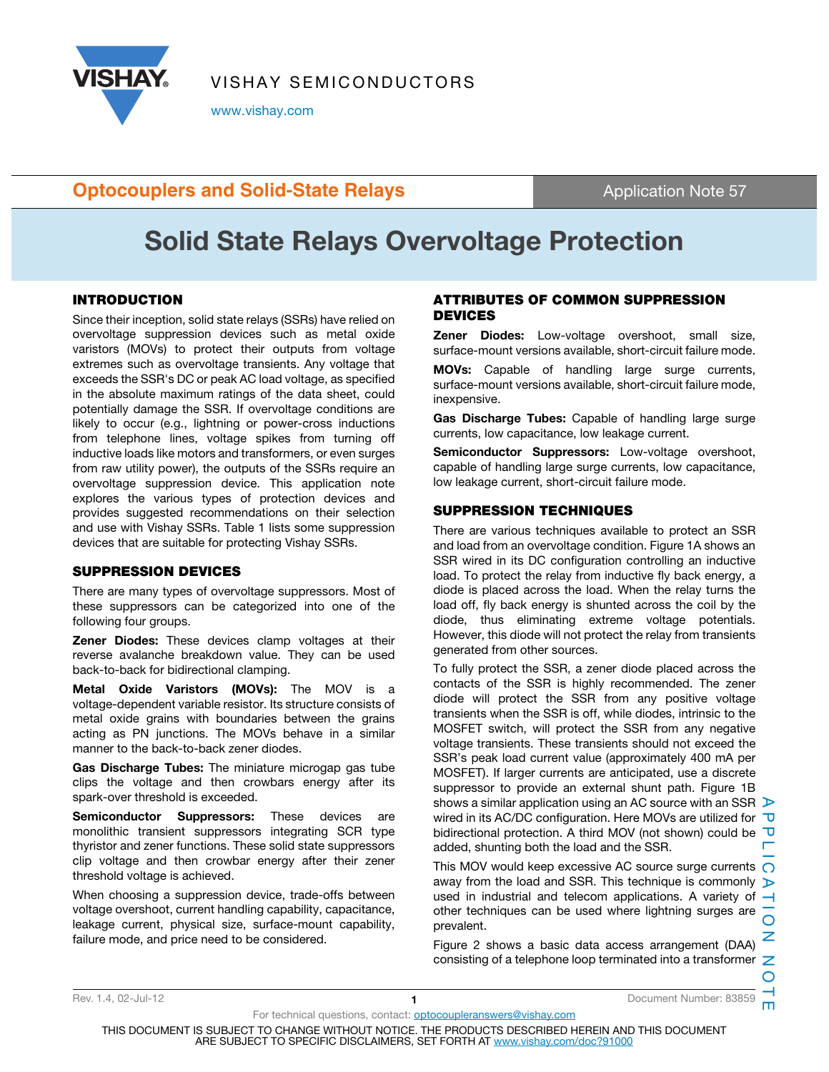# Solid State Relays Overvoltage Protection

## INTRODUCTION

Since their inception, solid state relays (SSRs) have relied on overvoltage suppression devices such as metal oxide varistors (MOVs) to protect their outputs from voltage extremes such as overvoltage transients. Any voltage that exceeds the SSR's DC or peak AC load voltage, as specified in the absolute maximum ratings of the data sheet, could potentially damage the SSR. If overvoltage conditions are likely to occur (e.g., lightning or power-cross inductions from telephone lines, voltage spikes from turning off inductive loads like motors and transformers, or even surges from raw utility power), the outputs of the SSRs require an overvoltage suppression device. This application note explores the various types of protection devices and provides suggested recommendations on their selection and use with Vishay SSRs. Table 1 lists some suppression devices that are suitable for protecting Vishay SSRs.

## SUPPRESSION DEVICES

There are many types of overvoltage suppressors. Most of these suppressors can be categorized into one of the following four groups.

**Zener Diodes:** These devices clamp voltages at their reverse avalanche breakdown value. They can be used back-to-back for bidirectional clamping.

**Metal Oxide Varistors (MOVs):** The MOV is a voltage-dependent variable resistor. Its structure consists of metal oxide grains with boundaries between the grains acting as PN junctions. The MOVs behave in a similar manner to the back-to-back zener diodes.

**Gas Discharge Tubes:** The miniature microgap gas tube clips the voltage and then crowbars energy after its spark-over threshold is exceeded.

**Semiconductor Suppressors:** These devices are monolithic transient suppressors integrating SCR type thyristor and zener functions. These solid state suppressors clip voltage and then crowbar energy after their zener threshold voltage is achieved.

When choosing a suppression device, trade-offs between voltage overshoot, current handling capability, capacitance, leakage current, physical size, surface-mount capability, failure mode, and price need to be considered.

## ATTRIBUTES OF COMMON SUPPRESSION DEVICES

**Zener Diodes:** Low-voltage overshoot, small size, surface-mount versions available, short-circuit failure mode.

**MOVs:** Capable of handling large surge currents, surface-mount versions available, short-circuit failure mode, inexpensive.

**Gas Discharge Tubes:** Capable of handling large surge currents, low capacitance, low leakage current.

**Semiconductor Suppressors:** Low-voltage overshoot, capable of handling large surge currents, low capacitance, low leakage current, short-circuit failure mode.

## SUPPRESSION TECHNIQUES

There are various techniques available to protect an SSR and load from an overvoltage condition. Figure 1A shows an SSR wired in its DC configuration controlling an inductive load. To protect the relay from inductive fly back energy, a diode is placed across the load. When the relay turns the load off, fly back energy is shunted across the coil by the diode, thus eliminating extreme voltage potentials. However, this diode will not protect the relay from transients generated from other sources.

To fully protect the SSR, a zener diode placed across the contacts of the SSR is highly recommended. The zener diode will protect the SSR from any positive voltage transients when the SSR is off, while diodes, intrinsic to the MOSFET switch, will protect the SSR from any negative voltage transients. These transients should not exceed the SSR's peak load current value (approximately 400 mA per MOSFET). If larger currents are anticipated, use a discrete suppressor to provide an external shunt path. Figure 1B shows a similar application using an AC source with an SSR wired in its AC/DC configuration. Here MOVs are utilized for bidirectional protection. A third MOV (not shown) could be added, shunting both the load and the SSR.

This MOV would keep excessive AC source surge currents away from the load and SSR. This technique is commonly used in industrial and telecom applications. A variety of other techniques can be used where lightning surges are prevalent.

Figure 2 shows a basic data access arrangement (DAA) consisting of a telephone loop terminated into a transformer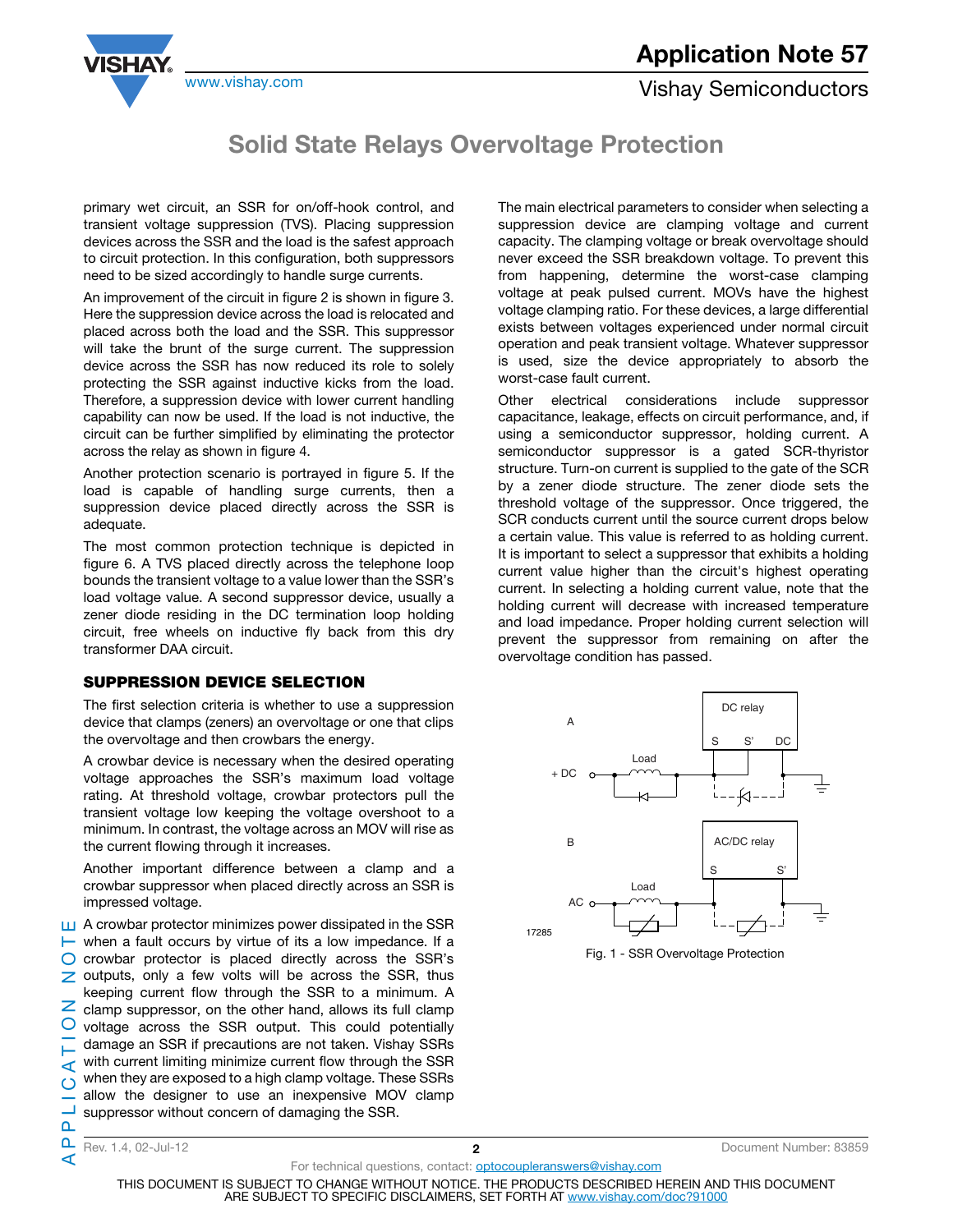primary wet circuit, an SSR for on/off-hook control, and transient voltage suppression (TVS). Placing suppression devices across the SSR and the load is the safest approach to circuit protection. In this configuration, both suppressors need to be sized accordingly to handle surge currents.

An improvement of the circuit in figure 2 is shown in figure 3. Here the suppression device across the load is relocated and placed across both the load and the SSR. This suppressor will take the brunt of the surge current. The suppression device across the SSR has now reduced its role to solely protecting the SSR against inductive kicks from the load. Therefore, a suppression device with lower current handling capability can now be used. If the load is not inductive, the circuit can be further simplified by eliminating the protector across the relay as shown in figure 4.

Another protection scenario is portrayed in figure 5. If the load is capable of handling surge currents, then a suppression device placed directly across the SSR is adequate.

The most common protection technique is depicted in figure 6. A TVS placed directly across the telephone loop bounds the transient voltage to a value lower than the SSR's load voltage value. A second suppressor device, usually a zener diode residing in the DC termination loop holding circuit, free wheels on inductive fly back from this dry transformer DAA circuit.

## SUPPRESSION DEVICE SELECTION

The first selection criteria is whether to use a suppression device that clamps (zeners) an overvoltage or one that clips the overvoltage and then crowbars the energy.

A crowbar device is necessary when the desired operating voltage approaches the SSR's maximum load voltage rating. At threshold voltage, crowbar protectors pull the transient voltage low keeping the voltage overshoot to a minimum. In contrast, the voltage across an MOV will rise as the current flowing through it increases.

Another important difference between a clamp and a crowbar suppressor when placed directly across an SSR is impressed voltage.

A crowbar protector minimizes power dissipated in the SSR when a fault occurs by virtue of its a low impedance. If a crowbar protector is placed directly across the SSR's outputs, only a few volts will be across the SSR, thus keeping current flow through the SSR to a minimum. A clamp suppressor, on the other hand, allows its full clamp voltage across the SSR output. This could potentially damage an SSR if precautions are not taken. Vishay SSRs with current limiting minimize current flow through the SSR when they are exposed to a high clamp voltage. These SSRs allow the designer to use an inexpensive MOV clamp suppressor without concern of damaging the SSR.

The main electrical parameters to consider when selecting a suppression device are clamping voltage and current capacity. The clamping voltage or break overvoltage should never exceed the SSR breakdown voltage. To prevent this from happening, determine the worst-case clamping voltage at peak pulsed current. MOVs have the highest voltage clamping ratio. For these devices, a large differential exists between voltages experienced under normal circuit operation and peak transient voltage. Whatever suppressor is used, size the device appropriately to absorb the worst-case fault current.

Other electrical considerations include suppressor capacitance, leakage, effects on circuit performance, and, if using a semiconductor suppressor, holding current. A semiconductor suppressor is a gated SCR-thyristor structure. Turn-on current is supplied to the gate of the SCR by a zener diode structure. The zener diode sets the threshold voltage of the suppressor. Once triggered, the SCR conducts current until the source current drops below a certain value. This value is referred to as holding current. It is important to select a suppressor that exhibits a holding current value higher than the circuit's highest operating current. In selecting a holding current value, note that the holding current will decrease with increased temperature and load impedance. Proper holding current selection will prevent the suppressor from remaining on after the overvoltage condition has passed.

Fig. 1 - SSR Overvoltage Protection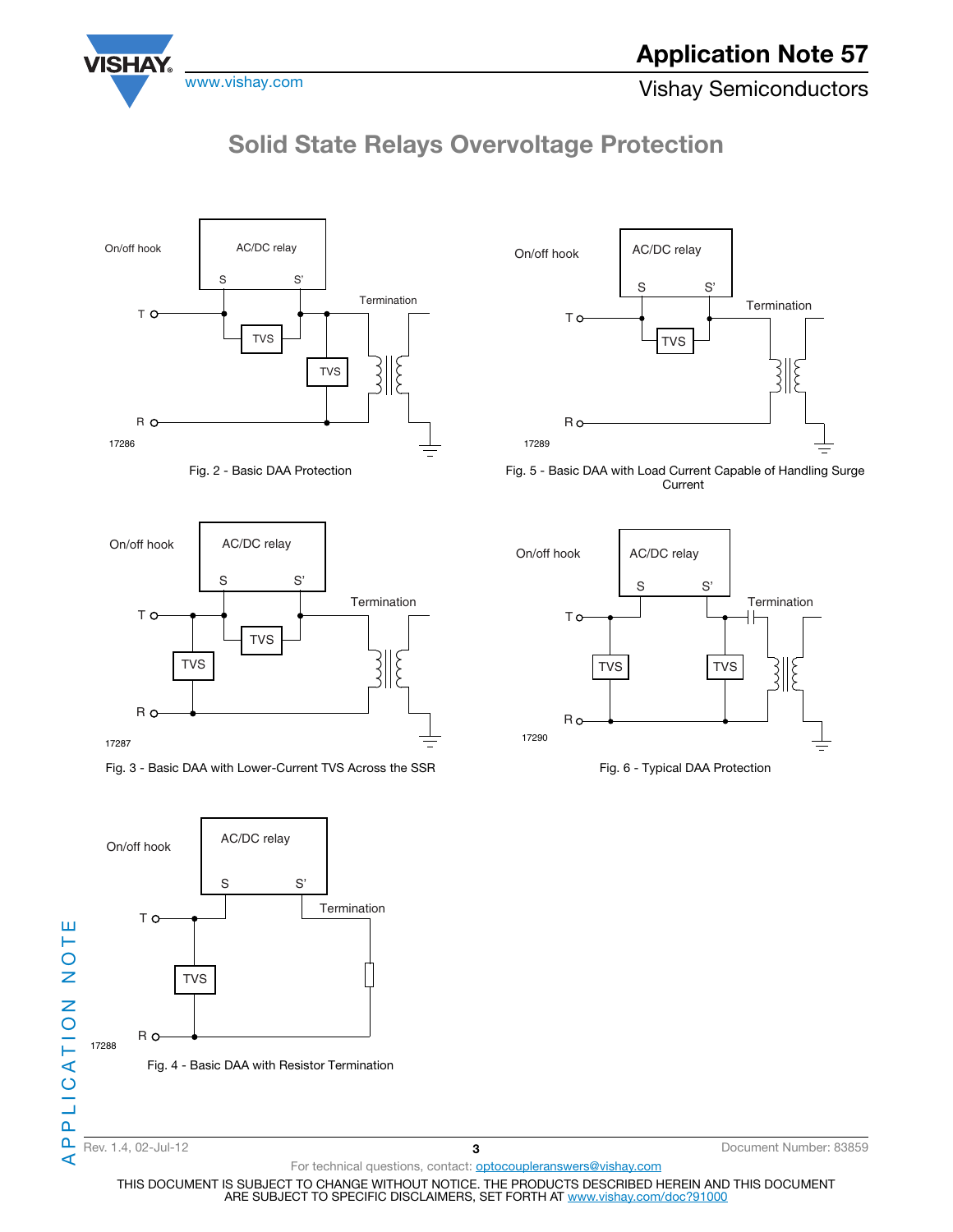## Solid State Relays Overvoltage Protection

Fig. 2 - Basic DAA Protection

Fig. 5 - Basic DAA with Load Current Capable of Handling Surge Current

Fig. 3 - Basic DAA with Lower-Current TVS Across the SSR

Fig. 6 - Typical DAA Protection

Fig. 4 - Basic DAA with Resistor Termination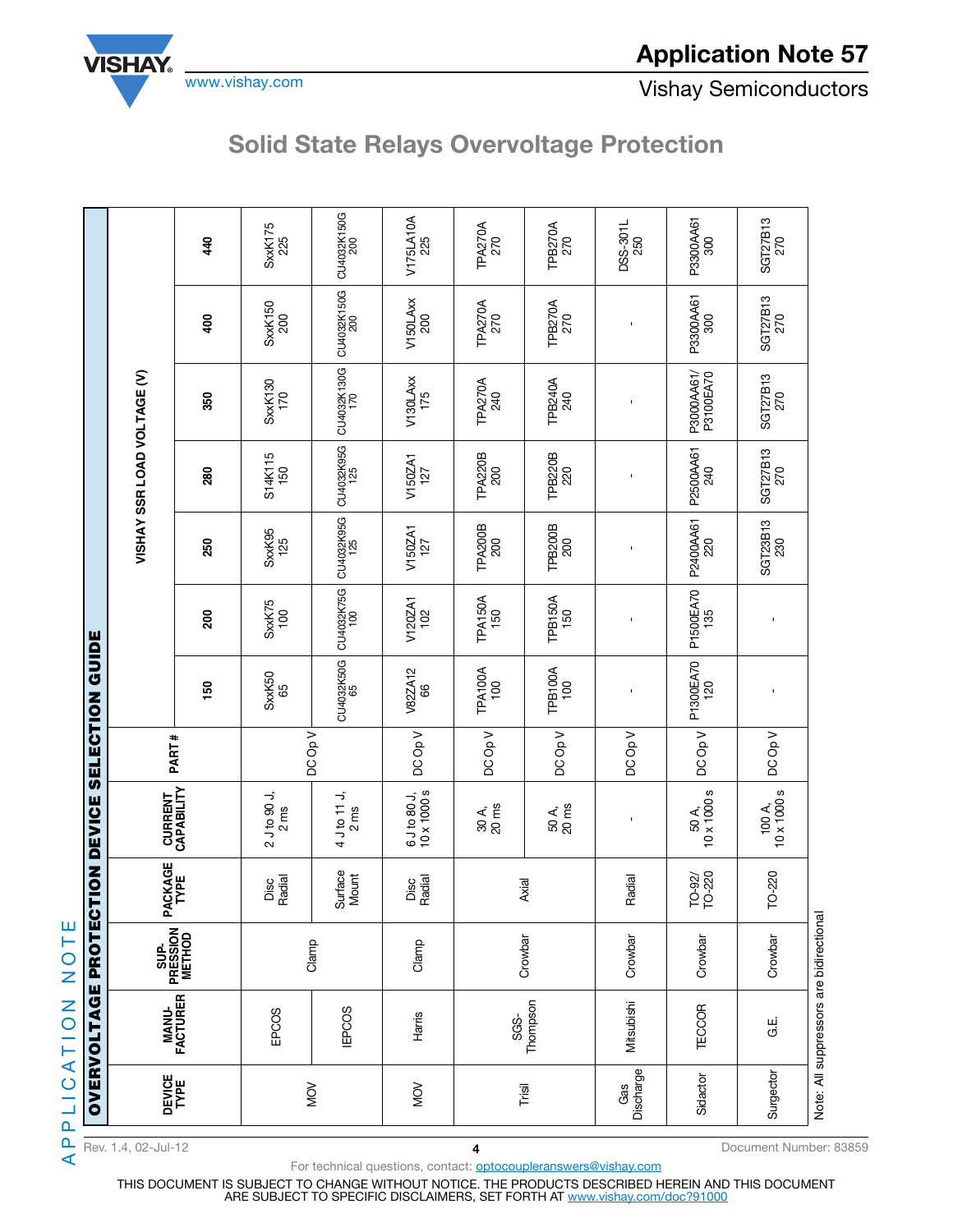# Solid State Relays Overvoltage Protection

## OVERVOLTAGE PROTECTION DEVICE SELECTION GUIDE

| DEVICE TYPE | MANUFACTURER | SUPPRESSION METHOD | PACKAGE TYPE | CURRENT CAPABILITY | PART # | VISHAY SSR LOAD VOLTAGE (V) 150 | 200 | 250 | 280 | 350 | 400 | 440 |
|---|---|---|---|---|---|---|---|---|---|---|---|---|
| MOV | EPCOS | Clamp | Disc Radial | 2 J to 90 J, 2 ms | DC Op V | SxxK50 65 | SxxK75 100 | SxxK95 125 | S14K115 150 | SxxK130 170 | SxxK150 200 | SxxK175 225 |
| MOV | IEPCOS | Clamp | Surface Mount | 4 J to 11 J, 2 ms | DC Op V | CU4032K50G 65 | CU4032K75G 100 | CU4032K95G 125 | CU4032K95G 125 | CU4032K130G 170 | CU4032K150G 200 | CU4032K150G 200 |
| MOV | Harris | Clamp | Disc Radial | 6 J to 80 J, 10 x 1000 s | DC Op V | V82ZA12 66 | V120ZA1 102 | V150ZA1 127 | V150ZA1 127 | V130LAxx 175 | V150LAxx 200 | V175LA10A 225 |
| Trisil | SGS-Thompson | Crowbar | Axial | 30 A, 20 ms | DC Op V | TPA100A 100 | TPA150A 150 | TPA200B 200 | TPA220B 200 | TPA270A 240 | TPA270A 270 | TPA270A 270 |
| Trisil | SGS-Thompson | Crowbar | Axial | 50 A, 20 ms | DC Op V | TPB100A 100 | TPB150A 150 | TPB200B 200 | TPB220B 220 | TPB240A 240 | TPB270A 270 | TPB270A 270 |
| Gas Discharge | Mitsubishi | Crowbar | Radial | - | DC Op V | - | - | - | - | - | - | DSS-301L 250 |
| Sidactor | TECCOR | Crowbar | TO-92/ TO-220 | 50 A, 10 x 1000 s | DC Op V | P1300EA70 120 | P1500EA70 135 | P2400AA61 220 | P2500AA61 240 | P3000AA61/ P3100EA70 | P3300AA61 300 | P3300AA61 300 |
| Surgector | G.E. | Crowbar | TO-220 | 100 A, 10 x 1000 s | DC Op V | - | - | SGT23B13 230 | SGT27B13 270 | SGT27B13 270 | SGT27B13 270 | SGT27B13 270 |

Note: All suppressors are bidirectional